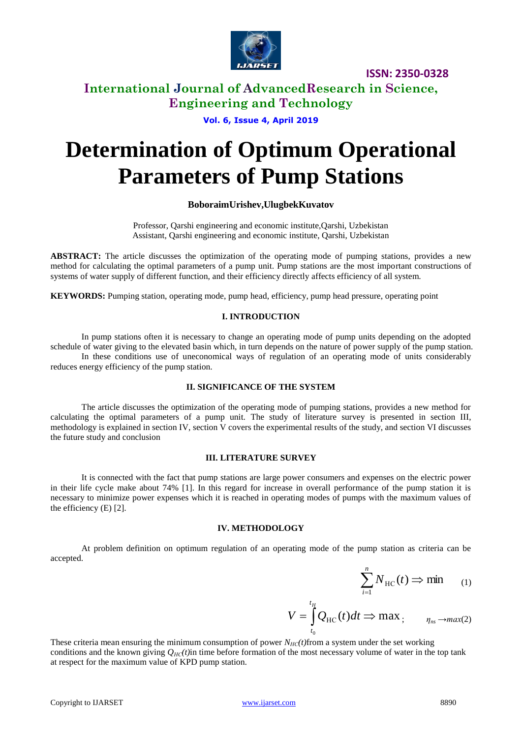# Determination of Optimum Operational Parameters of Pump Stations

**BoboraimUrishev,UlugbekKuvatov**

Professor, Qarshi engineering and economic institute,Qarshi, Uzbekistan
Assistant, Qarshi engineering and economic institute, Qarshi, Uzbekistan

**ABSTRACT:** The article discusses the optimization of the operating mode of pumping stations, provides a new method for calculating the optimal parameters of a pump unit. Pump stations are the most important constructions of systems of water supply of different function, and their efficiency directly affects efficiency of all system.

**KEYWORDS:** Pumping station, operating mode, pump head, efficiency, pump head pressure, operating point

## I. INTRODUCTION

In pump stations often it is necessary to change an operating mode of pump units depending on the adopted schedule of water giving to the elevated basin which, in turn depends on the nature of power supply of the pump station.

In these conditions use of uneconomical ways of regulation of an operating mode of units considerably reduces energy efficiency of the pump station.

## II. SIGNIFICANCE OF THE SYSTEM

The article discusses the optimization of the operating mode of pumping stations, provides a new method for calculating the optimal parameters of a pump unit. The study of literature survey is presented in section III, methodology is explained in section IV, section V covers the experimental results of the study, and section VI discusses the future study and conclusion

## III. LITERATURE SURVEY

It is connected with the fact that pump stations are large power consumers and expenses on the electric power in their life cycle make about 74% [1]. In this regard for increase in overall performance of the pump station it is necessary to minimize power expenses which it is reached in operating modes of pumps with the maximum values of the efficiency (E) [2].

## IV. METHODOLOGY

At problem definition on optimum regulation of an operating mode of the pump station as criteria can be accepted.

$$\sum_{i=1}^{n} N_{\text{HC}}(t) \Rightarrow \min \qquad (1)$$

$$V = \int_{t_0}^{t_H} Q_{\text{HC}}(t)dt \Rightarrow \max; \qquad \eta_{ns} \rightarrow max \qquad (2)$$

These criteria mean ensuring the minimum consumption of power $N_{HC}(t)$from a system under the set working conditions and the known giving $Q_{HC}(t)$in time before formation of the most necessary volume of water in the top tank at respect for the maximum value of KPD pump station.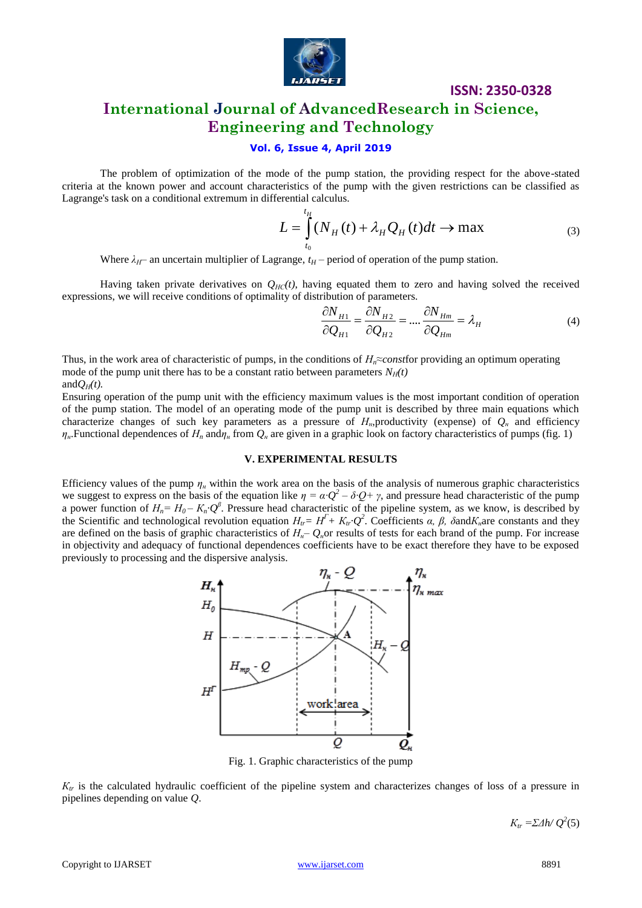The problem of optimization of the mode of the pump station, the providing respect for the above-stated criteria at the known power and account characteristics of the pump with the given restrictions can be classified as Lagrange's task on a conditional extremum in differential calculus.

$$L = \int_{t_0}^{t_H} (N_H(t) + \lambda_H Q_H(t)dt \rightarrow \max \qquad (3)$$

Where $\lambda_H$– an uncertain multiplier of Lagrange, $t_H$ – period of operation of the pump station.

Having taken private derivatives on $Q_{HC}(t)$, having equated them to zero and having solved the received expressions, we will receive conditions of optimality of distribution of parameters.

$$\frac{\partial N_{H1}}{\partial Q_{H1}} = \frac{\partial N_{H2}}{\partial Q_{H2}} = .... \frac{\partial N_{Hm}}{\partial Q_{Hm}} = \lambda_H \qquad (4)$$

Thus, in the work area of characteristic of pumps, in the conditions of $H_n \approx const$ for providing an optimum operating mode of the pump unit there has to be a constant ratio between parameters $N_H(t)$ and $Q_H(t)$.

Ensuring operation of the pump unit with the efficiency maximum values is the most important condition of operation of the pump station. The model of an operating mode of the pump unit is described by three main equations which characterize changes of such key parameters as a pressure of $H_n$, productivity (expense) of $Q_n$ and efficiency $\eta_n$. Functional dependences of $H_n$ and $\eta_n$ from $Q_n$ are given in a graphic look on factory characteristics of pumps (fig. 1)

## V. EXPERIMENTAL RESULTS

Efficiency values of the pump $\eta_n$ within the work area on the basis of the analysis of numerous graphic characteristics we suggest to express on the basis of the equation like $\eta = \alpha \cdot Q^2 - \delta \cdot Q + \gamma$, and pressure head characteristic of the pump a power function of $H_n = H_0 - K_n \cdot Q^{\beta}$. Pressure head characteristic of the pipeline system, as we know, is described by the Scientific and technological revolution equation $H_{tr} = H^{\Gamma} + K_{tr} \cdot Q^2$. Coefficients $\alpha$, $\beta$, $\delta$ and $K_n$ are constants and they are defined on the basis of graphic characteristics of $H_n - Q_n$ or results of tests for each brand of the pump. For increase in objectivity and adequacy of functional dependences coefficients have to be exact therefore they have to be exposed previously to processing and the dispersive analysis.

Fig. 1. Graphic characteristics of the pump

$K_{tr}$ is the calculated hydraulic coefficient of the pipeline system and characterizes changes of loss of a pressure in pipelines depending on value $Q$.

$$K_{tr} = \Sigma \Delta h / Q^2 \qquad (5)$$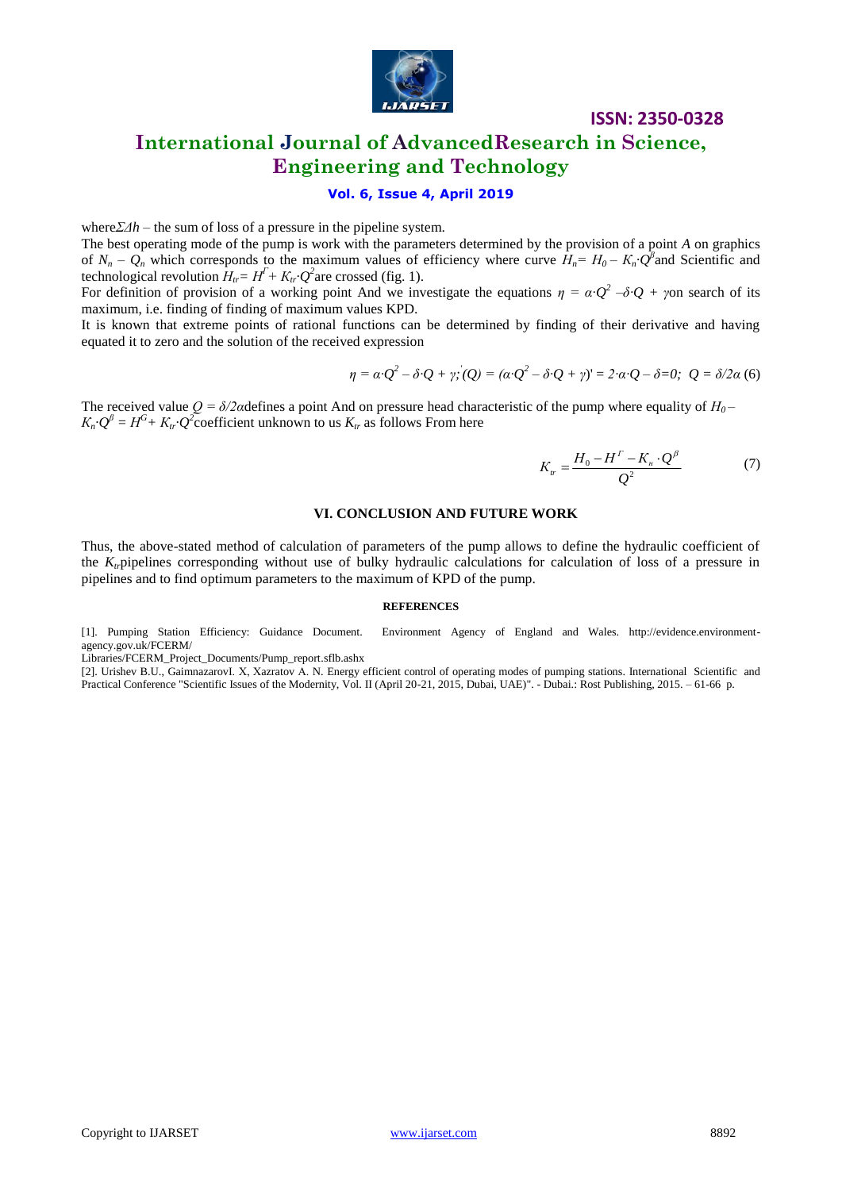where $\Sigma\Delta h$ – the sum of loss of a pressure in the pipeline system.

The best operating mode of the pump is work with the parameters determined by the provision of a point *A* on graphics of $N_n - Q_n$ which corresponds to the maximum values of efficiency where curve $H_n = H_0 - K_n \cdot Q^{\beta}$ and Scientific and technological revolution $H_{tr} = H^{\Gamma} + K_{tr} \cdot Q^2$ are crossed (fig. 1).

For definition of provision of a working point And we investigate the equations $\eta = \alpha \cdot Q^2 - \delta \cdot Q + \gamma$ on search of its maximum, i.e. finding of finding of maximum values KPD.

It is known that extreme points of rational functions can be determined by finding of their derivative and having equated it to zero and the solution of the received expression

$$\eta = \alpha \cdot Q^2 - \delta \cdot Q + \gamma; \eta'(Q) = (\alpha \cdot Q^2 - \delta \cdot Q + \gamma)' = 2 \cdot \alpha \cdot Q - \delta = 0; \; Q = \delta/2\alpha \quad (6)$$

The received value $Q = \delta/2\alpha$ defines a point And on pressure head characteristic of the pump where equality of $H_0 - K_n \cdot Q^{\beta} = H^G + K_{tr} \cdot Q^2$ coefficient unknown to us $K_{tr}$ as follows From here

$$K_{tr} = \frac{H_0 - H^{\Gamma} - K_{n} \cdot Q^{\beta}}{Q^2} \quad (7)$$

## VI. CONCLUSION AND FUTURE WORK

Thus, the above-stated method of calculation of parameters of the pump allows to define the hydraulic coefficient of the $K_{tr}$ pipelines corresponding without use of bulky hydraulic calculations for calculation of loss of a pressure in pipelines and to find optimum parameters to the maximum of KPD of the pump.

### REFERENCES

[1]. Pumping Station Efficiency: Guidance Document. Environment Agency of England and Wales. http://evidence.environment-agency.gov.uk/FCERM/Libraries/FCERM_Project_Documents/Pump_report.sflb.ashx

[2]. Urishev B.U., GaimnazarovI. X, Xazratov A. N. Energy efficient control of operating modes of pumping stations. International Scientific and Practical Conference "Scientific Issues of the Modernity, Vol. II (April 20-21, 2015, Dubai, UAE)". - Dubai.: Rost Publishing, 2015. – 61-66 p.